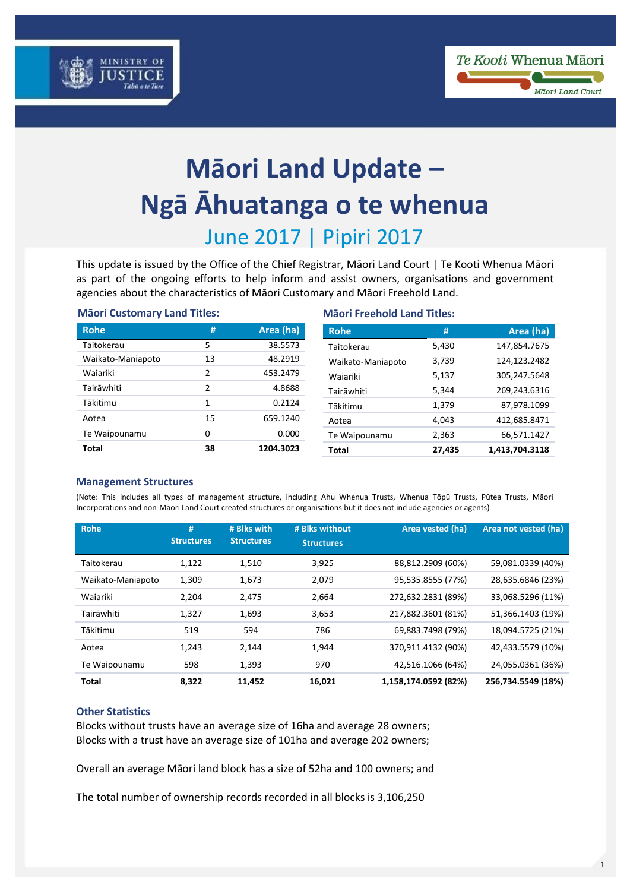# Māori Land Update – Ngā Āhuatanga o te whenua

## June 2017 | Pipiri 2017

This update is issued by the Office of the Chief Registrar, Māori Land Court | Te Kooti Whenua Māori as part of the ongoing efforts to help inform and assist owners, organisations and government agencies about the characteristics of Māori Customary and Māori Freehold Land.

### Māori Customary Land Titles:

| Rohe | # | Area (ha) |
|---|---|---|
| Taitokerau | 5 | 38.5573 |
| Waikato-Maniapoto | 13 | 48.2919 |
| Waiariki | 2 | 453.2479 |
| Tairāwhiti | 2 | 4.8688 |
| Tākitimu | 1 | 0.2124 |
| Aotea | 15 | 659.1240 |
| Te Waipounamu | 0 | 0.000 |
| **Total** | **38** | **1204.3023** |

### Māori Freehold Land Titles:

| Rohe | # | Area (ha) |
|---|---|---|
| Taitokerau | 5,430 | 147,854.7675 |
| Waikato-Maniapoto | 3,739 | 124,123.2482 |
| Waiariki | 5,137 | 305,247.5648 |
| Tairāwhiti | 5,344 | 269,243.6316 |
| Tākitimu | 1,379 | 87,978.1099 |
| Aotea | 4,043 | 412,685.8471 |
| Te Waipounamu | 2,363 | 66,571.1427 |
| **Total** | **27,435** | **1,413,704.3118** |

### Management Structures

(Note: This includes all types of management structure, including Ahu Whenua Trusts, Whenua Tōpū Trusts, Pūtea Trusts, Māori Incorporations and non-Māori Land Court created structures or organisations but it does not include agencies or agents)

| Rohe | # Structures | # Blks with Structures | # Blks without Structures | Area vested (ha) | Area not vested (ha) |
|---|---|---|---|---|---|
| Taitokerau | 1,122 | 1,510 | 3,925 | 88,812.2909 (60%) | 59,081.0339 (40%) |
| Waikato-Maniapoto | 1,309 | 1,673 | 2,079 | 95,535.8555 (77%) | 28,635.6846 (23%) |
| Waiariki | 2,204 | 2,475 | 2,664 | 272,632.2831 (89%) | 33,068.5296 (11%) |
| Tairāwhiti | 1,327 | 1,693 | 3,653 | 217,882.3601 (81%) | 51,366.1403 (19%) |
| Tākitimu | 519 | 594 | 786 | 69,883.7498 (79%) | 18,094.5725 (21%) |
| Aotea | 1,243 | 2,144 | 1,944 | 370,911.4132 (90%) | 42,433.5579 (10%) |
| Te Waipounamu | 598 | 1,393 | 970 | 42,516.1066 (64%) | 24,055.0361 (36%) |
| **Total** | **8,322** | **11,452** | **16,021** | **1,158,174.0592 (82%)** | **256,734.5549 (18%)** |

### Other Statistics

Blocks without trusts have an average size of 16ha and average 28 owners;
Blocks with a trust have an average size of 101ha and average 202 owners;

Overall an average Māori land block has a size of 52ha and 100 owners; and

The total number of ownership records recorded in all blocks is 3,106,250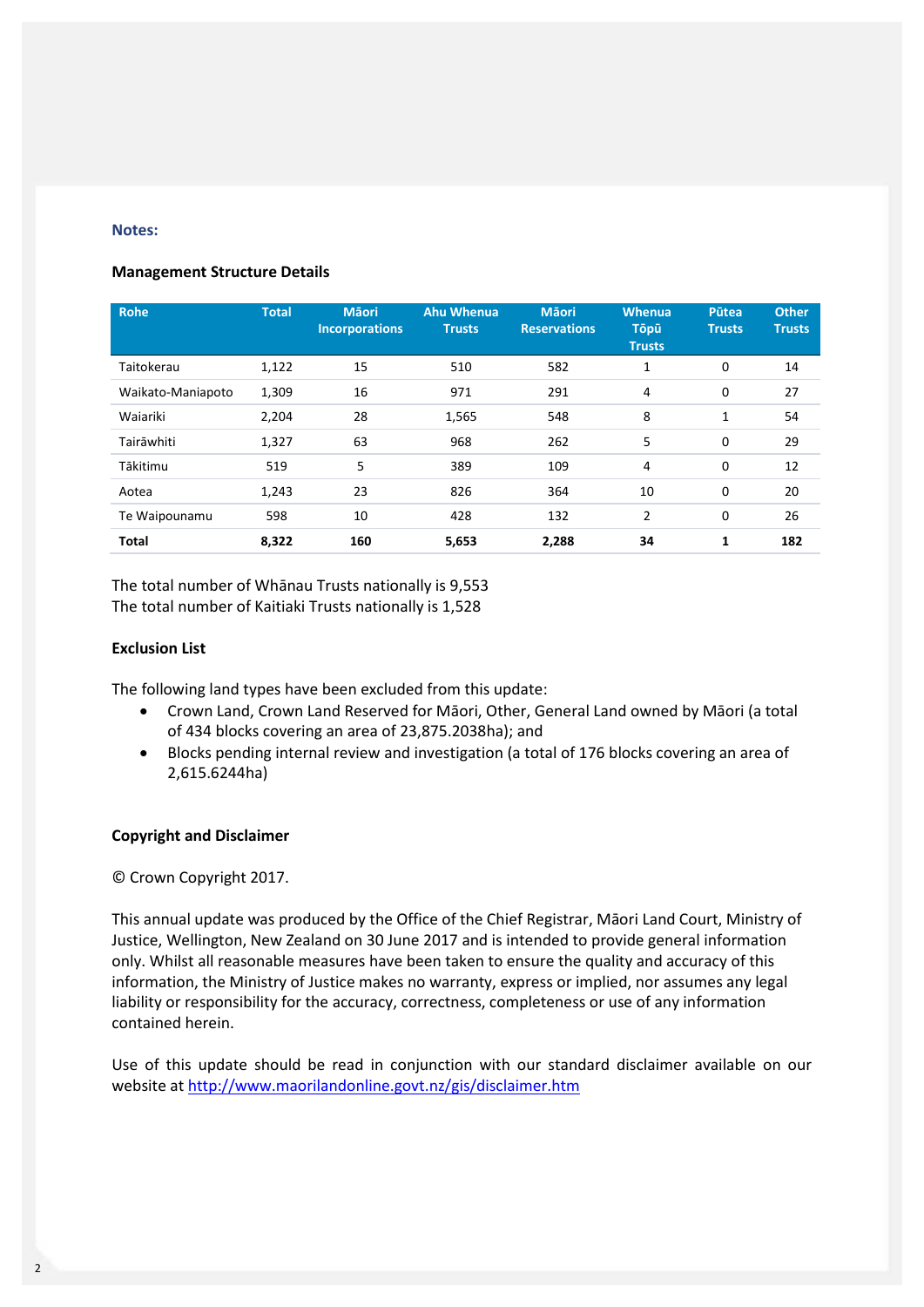## Notes:

### Management Structure Details

| Rohe | Total | Māori Incorporations | Ahu Whenua Trusts | Māori Reservations | Whenua Tōpū Trusts | Pūtea Trusts | Other Trusts |
|---|---|---|---|---|---|---|---|
| Taitokerau | 1,122 | 15 | 510 | 582 | 1 | 0 | 14 |
| Waikato-Maniapoto | 1,309 | 16 | 971 | 291 | 4 | 0 | 27 |
| Waiariki | 2,204 | 28 | 1,565 | 548 | 8 | 1 | 54 |
| Tairāwhiti | 1,327 | 63 | 968 | 262 | 5 | 0 | 29 |
| Tākitimu | 519 | 5 | 389 | 109 | 4 | 0 | 12 |
| Aotea | 1,243 | 23 | 826 | 364 | 10 | 0 | 20 |
| Te Waipounamu | 598 | 10 | 428 | 132 | 2 | 0 | 26 |
| **Total** | **8,322** | **160** | **5,653** | **2,288** | **34** | **1** | **182** |

The total number of Whānau Trusts nationally is 9,553
The total number of Kaitiaki Trusts nationally is 1,528

### Exclusion List

The following land types have been excluded from this update:

- Crown Land, Crown Land Reserved for Māori, Other, General Land owned by Māori (a total of 434 blocks covering an area of 23,875.2038ha); and
- Blocks pending internal review and investigation (a total of 176 blocks covering an area of 2,615.6244ha)

### Copyright and Disclaimer

© Crown Copyright 2017.

This annual update was produced by the Office of the Chief Registrar, Māori Land Court, Ministry of Justice, Wellington, New Zealand on 30 June 2017 and is intended to provide general information only. Whilst all reasonable measures have been taken to ensure the quality and accuracy of this information, the Ministry of Justice makes no warranty, express or implied, nor assumes any legal liability or responsibility for the accuracy, correctness, completeness or use of any information contained herein.

Use of this update should be read in conjunction with our standard disclaimer available on our website at [http://www.maorilandonline.govt.nz/gis/disclaimer.htm](http://www.maorilandonline.govt.nz/gis/disclaimer.htm)